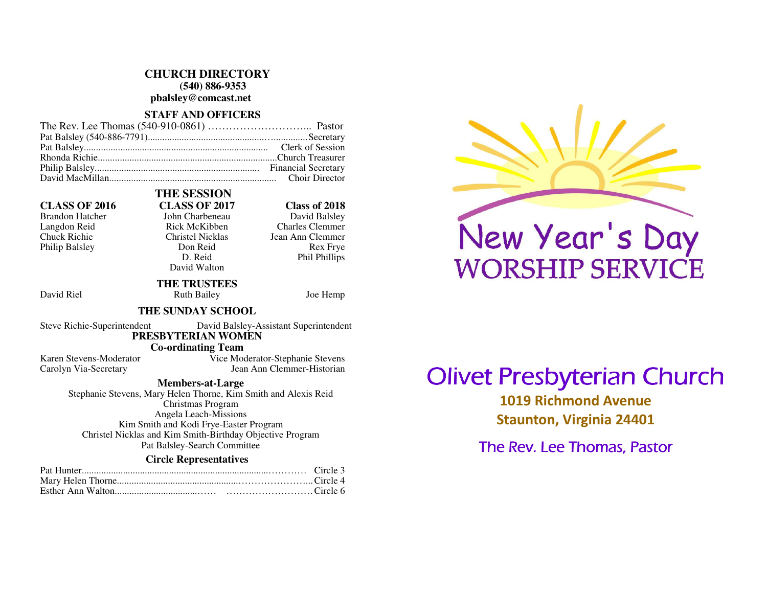# CHURCH DIRECTORY

**(540) 886-9353**

**pbalsley@comcast.net**

## STAFF AND OFFICERS

| Name | Position |
|---|---|
| The Rev. Lee Thomas (540-910-0861) | Pastor |
| Pat Balsley (540-886-7791) | Secretary |
| Pat Balsley | Clerk of Session |
| Rhonda Richie | Church Treasurer |
| Philip Balsley | Financial Secretary |
| David MacMillan | Choir Director |

## THE SESSION

| CLASS OF 2016 | CLASS OF 2017 | Class of 2018 |
|---|---|---|
| Brandon Hatcher | John Charbeneau | David Balsley |
| Langdon Reid | Rick McKibben | Charles Clemmer |
| Chuck Richie | Christel Nicklas | Jean Ann Clemmer |
| Philip Balsley | Don Reid | Rex Frye |
| | D. Reid | Phil Phillips |
| | David Walton | |

## THE TRUSTEES

David Riel — Ruth Bailey — Joe Hemp

## THE SUNDAY SCHOOL

Steve Richie-Superintendent — David Balsley-Assistant Superintendent

## PRESBYTERIAN WOMEN

### Co-ordinating Team

Karen Stevens-Moderator — Vice Moderator-Stephanie Stevens

Carolyn Via-Secretary — Jean Ann Clemmer-Historian

### Members-at-Large

Stephanie Stevens, Mary Helen Thorne, Kim Smith and Alexis Reid

Christmas Program

Angela Leach-Missions

Kim Smith and Kodi Frye-Easter Program

Christel Nicklas and Kim Smith-Birthday Objective Program

Pat Balsley-Search Committee

### Circle Representatives

| Name | Circle |
|---|---|
| Pat Hunter | Circle 3 |
| Mary Helen Thorne | Circle 4 |
| Esther Ann Walton | Circle 6 |

# New Year's Day WORSHIP SERVICE

## Olivet Presbyterian Church

**1019 Richmond Avenue**

**Staunton, Virginia 24401**

The Rev. Lee Thomas, Pastor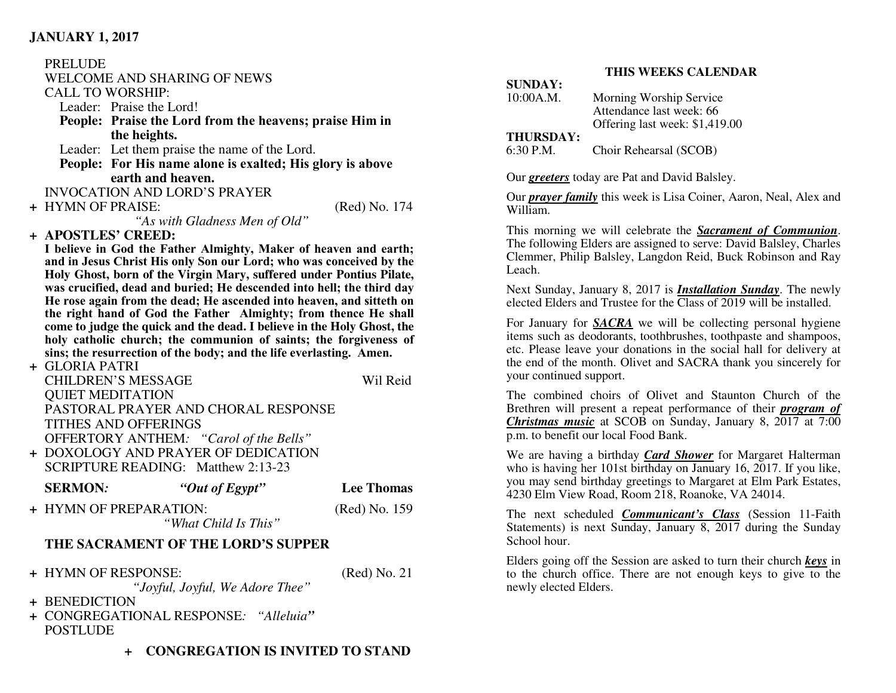**JANUARY 1, 2017**

PRELUDE

WELCOME AND SHARING OF NEWS

CALL TO WORSHIP:

Leader: Praise the Lord!

**People: Praise the Lord from the heavens; praise Him in the heights.**

Leader: Let them praise the name of the Lord.

**People: For His name alone is exalted; His glory is above earth and heaven.**

INVOCATION AND LORD'S PRAYER

\+ HYMN OF PRAISE: (Red) No. 174

*"As with Gladness Men of Old"*

**\+ APOSTLES' CREED:**

**I believe in God the Father Almighty, Maker of heaven and earth; and in Jesus Christ His only Son our Lord; who was conceived by the Holy Ghost, born of the Virgin Mary, suffered under Pontius Pilate, was crucified, dead and buried; He descended into hell; the third day He rose again from the dead; He ascended into heaven, and sitteth on the right hand of God the Father Almighty; from thence He shall come to judge the quick and the dead. I believe in the Holy Ghost, the holy catholic church; the communion of saints; the forgiveness of sins; the resurrection of the body; and the life everlasting. Amen.**

\+ GLORIA PATRI

CHILDREN'S MESSAGE Wil Reid

QUIET MEDITATION

PASTORAL PRAYER AND CHORAL RESPONSE

TITHES AND OFFERINGS

OFFERTORY ANTHEM: *"Carol of the Bells"*

\+ DOXOLOGY AND PRAYER OF DEDICATION

SCRIPTURE READING: Matthew 2:13-23

**SERMON:** ***"Out of Egypt"*** **Lee Thomas**

\+ HYMN OF PREPARATION: (Red) No. 159

*"What Child Is This"*

**THE SACRAMENT OF THE LORD'S SUPPER**

\+ HYMN OF RESPONSE: (Red) No. 21

*"Joyful, Joyful, We Adore Thee"*

\+ BENEDICTION

\+ CONGREGATIONAL RESPONSE: *"Alleluia"*

POSTLUDE

**\+ CONGREGATION IS INVITED TO STAND**

**THIS WEEKS CALENDAR**

**SUNDAY:**

10:00A.M. Morning Worship Service
Attendance last week: 66
Offering last week: $1,419.00

**THURSDAY:**

6:30 P.M. Choir Rehearsal (SCOB)

Our ***greeters*** today are Pat and David Balsley.

Our ***prayer family*** this week is Lisa Coiner, Aaron, Neal, Alex and William.

This morning we will celebrate the ***Sacrament of Communion***. The following Elders are assigned to serve: David Balsley, Charles Clemmer, Philip Balsley, Langdon Reid, Buck Robinson and Ray Leach.

Next Sunday, January 8, 2017 is ***Installation Sunday***. The newly elected Elders and Trustee for the Class of 2019 will be installed.

For January for ***SACRA*** we will be collecting personal hygiene items such as deodorants, toothbrushes, toothpaste and shampoos, etc. Please leave your donations in the social hall for delivery at the end of the month. Olivet and SACRA thank you sincerely for your continued support.

The combined choirs of Olivet and Staunton Church of the Brethren will present a repeat performance of their ***program of Christmas music*** at SCOB on Sunday, January 8, 2017 at 7:00 p.m. to benefit our local Food Bank.

We are having a birthday ***Card Shower*** for Margaret Halterman who is having her 101st birthday on January 16, 2017. If you like, you may send birthday greetings to Margaret at Elm Park Estates, 4230 Elm View Road, Room 218, Roanoke, VA 24014.

The next scheduled ***Communicant's Class*** (Session 11-Faith Statements) is next Sunday, January 8, 2017 during the Sunday School hour.

Elders going off the Session are asked to turn their church ***keys*** in to the church office. There are not enough keys to give to the newly elected Elders.